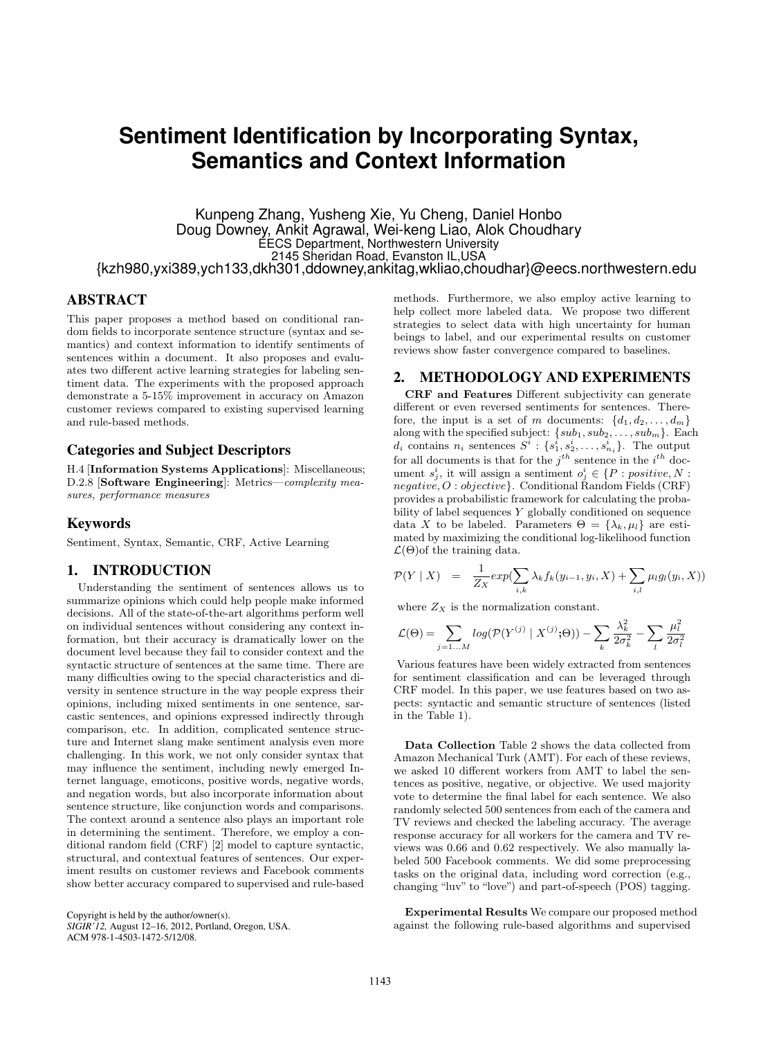# Sentiment Identification by Incorporating Syntax, Semantics and Context Information

Kunpeng Zhang, Yusheng Xie, Yu Cheng, Daniel Honbo
Doug Downey, Ankit Agrawal, Wei-keng Liao, Alok Choudhary
EECS Department, Northwestern University
2145 Sheridan Road, Evanston IL,USA
{kzh980,yxi389,ych133,dkh301,ddowney,ankitag,wkliao,choudhar}@eecs.northwestern.edu

## ABSTRACT

This paper proposes a method based on conditional random fields to incorporate sentence structure (syntax and semantics) and context information to identify sentiments of sentences within a document. It also proposes and evaluates two different active learning strategies for labeling sentiment data. The experiments with the proposed approach demonstrate a 5-15% improvement in accuracy on Amazon customer reviews compared to existing supervised learning and rule-based methods.

### Categories and Subject Descriptors

H.4 [**Information Systems Applications**]: Miscellaneous; D.2.8 [**Software Engineering**]: Metrics—*complexity measures, performance measures*

### Keywords

Sentiment, Syntax, Semantic, CRF, Active Learning

## 1. INTRODUCTION

Understanding the sentiment of sentences allows us to summarize opinions which could help people make informed decisions. All of the state-of-the-art algorithms perform well on individual sentences without considering any context information, but their accuracy is dramatically lower on the document level because they fail to consider context and the syntactic structure of sentences at the same time. There are many difficulties owing to the special characteristics and diversity in sentence structure in the way people express their opinions, including mixed sentiments in one sentence, sarcastic sentences, and opinions expressed indirectly through comparison, etc. In addition, complicated sentence structure and Internet slang make sentiment analysis even more challenging. In this work, we not only consider syntax that may influence the sentiment, including newly emerged Internet language, emoticons, positive words, negative words, and negation words, but also incorporate information about sentence structure, like conjunction words and comparisons. The context around a sentence also plays an important role in determining the sentiment. Therefore, we employ a conditional random field (CRF) [2] model to capture syntactic, structural, and contextual features of sentences. Our experiment results on customer reviews and Facebook comments show better accuracy compared to supervised and rule-based methods. Furthermore, we also employ active learning to help collect more labeled data. We propose two different strategies to select data with high uncertainty for human beings to label, and our experimental results on customer reviews show faster convergence compared to baselines.

Copyright is held by the author/owner(s).
*SIGIR'12,* August 12–16, 2012, Portland, Oregon, USA.
ACM 978-1-4503-1472-5/12/08.

## 2. METHODOLOGY AND EXPERIMENTS

**CRF and Features** Different subjectivity can generate different or even reversed sentiments for sentences. Therefore, the input is a set of $m$ documents: $\{d_1, d_2, \ldots, d_m\}$ along with the specified subject: $\{sub_1, sub_2, \ldots, sub_m\}$. Each $d_i$ contains $n_i$ sentences $S^i : \{s^i_1, s^i_2, \ldots, s^i_{n_i}\}$. The output for all documents is that for the $j^{th}$ sentence in the $i^{th}$ document $s^i_j$, it will assign a sentiment $o^i_j \in \{P : positive, N : negative, O : objective\}$. Conditional Random Fields (CRF) provides a probabilistic framework for calculating the probability of label sequences $Y$ globally conditioned on sequence data $X$ to be labeled. Parameters $\Theta = \{\lambda_k, \mu_l\}$ are estimated by maximizing the conditional log-likelihood function $\mathcal{L}(\Theta)$of the training data.

$$\mathcal{P}(Y \mid X) = \frac{1}{Z_X} exp(\sum_{i,k} \lambda_k f_k(y_{i-1}, y_i, X) + \sum_{i,l} \mu_l g_l(y_i, X))$$

where $Z_X$ is the normalization constant.

$$\mathcal{L}(\Theta) = \sum_{j=1\ldots M} log(\mathcal{P}(Y^{(j)} \mid X^{(j)};\Theta)) - \sum_k \frac{\lambda_k^2}{2\sigma_k^2} - \sum_l \frac{\mu_l^2}{2\sigma_l^2}$$

Various features have been widely extracted from sentences for sentiment classification and can be leveraged through CRF model. In this paper, we use features based on two aspects: syntactic and semantic structure of sentences (listed in the Table 1).

**Data Collection** Table 2 shows the data collected from Amazon Mechanical Turk (AMT). For each of these reviews, we asked 10 different workers from AMT to label the sentences as positive, negative, or objective. We used majority vote to determine the final label for each sentence. We also randomly selected 500 sentences from each of the camera and TV reviews and checked the labeling accuracy. The average response accuracy for all workers for the camera and TV reviews was 0.66 and 0.62 respectively. We also manually labeled 500 Facebook comments. We did some preprocessing tasks on the original data, including word correction (e.g., changing "luv" to "love") and part-of-speech (POS) tagging.

**Experimental Results** We compare our proposed method against the following rule-based algorithms and supervised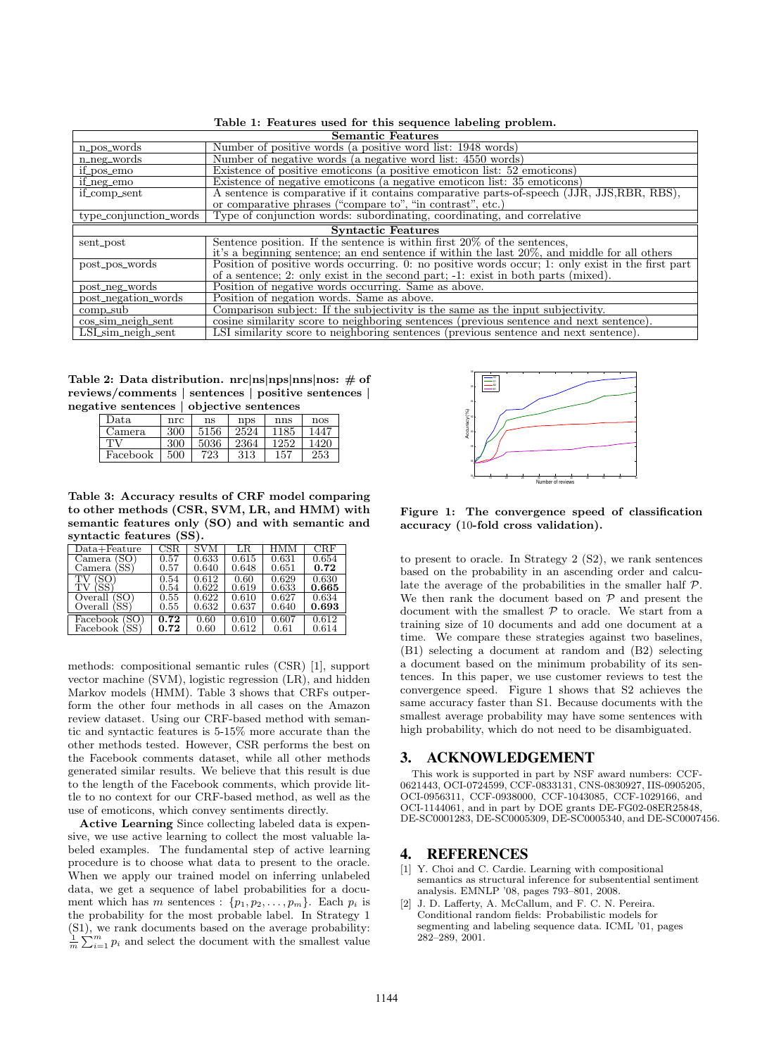**Table 1: Features used for this sequence labeling problem.**

| | |
|---|---|
| **Semantic Features** | |
| n_pos_words | Number of positive words (a positive word list: 1948 words) |
| n_neg_words | Number of negative words (a negative word list: 4550 words) |
| if_pos_emo | Existence of positive emoticons (a positive emoticon list: 52 emoticons) |
| if_neg_emo | Existence of negative emoticons (a negative emoticon list: 35 emoticons) |
| if_comp_sent | A sentence is comparative if it contains comparative parts-of-speech (JJR, JJS,RBR, RBS), or comparative phrases ("compare to", "in contrast", etc.) |
| type_conjunction_words | Type of conjunction words: subordinating, coordinating, and correlative |
| **Syntactic Features** | |
| sent_post | Sentence position. If the sentence is within first 20% of the sentences, it's a beginning sentence; an end sentence if within the last 20%, and middle for all others |
| post_pos_words | Position of positive words occurring. 0: no positive words occur; 1: only exist in the first part of a sentence; 2: only exist in the second part; -1: exist in both parts (mixed). |
| post_neg_words | Position of negative words occurring. Same as above. |
| post_negation_words | Position of negation words. Same as above. |
| comp_sub | Comparison subject: If the subjectivity is the same as the input subjectivity. |
| cos_sim_neigh_sent | cosine similarity score to neighboring sentences (previous sentence and next sentence). |
| LSI_sim_neigh_sent | LSI similarity score to neighboring sentences (previous sentence and next sentence). |

**Table 2: Data distribution. nrc|ns|nps|nns|nos: # of reviews/comments | sentences | positive sentences | negative sentences | objective sentences**

| Data | nrc | ns | nps | nns | nos |
|---|---|---|---|---|---|
| Camera | 300 | 5156 | 2524 | 1185 | 1447 |
| TV | 300 | 5036 | 2364 | 1252 | 1420 |
| Facebook | 500 | 723 | 313 | 157 | 253 |

**Table 3: Accuracy results of CRF model comparing to other methods (CSR, SVM, LR, and HMM) with semantic features only (SO) and with semantic and syntactic features (SS).**

| Data+Feature | CSR | SVM | LR | HMM | CRF |
|---|---|---|---|---|---|
| Camera (SO) | 0.57 | 0.633 | 0.615 | 0.631 | 0.654 |
| Camera (SS) | 0.57 | 0.640 | 0.648 | 0.651 | **0.72** |
| TV (SO) | 0.54 | 0.612 | 0.60 | 0.629 | 0.630 |
| TV (SS) | 0.54 | 0.622 | 0.619 | 0.633 | **0.665** |
| Overall (SO) | 0.55 | 0.622 | 0.610 | 0.627 | 0.634 |
| Overall (SS) | 0.55 | 0.632 | 0.637 | 0.640 | **0.693** |
| Facebook (SO) | **0.72** | 0.60 | 0.610 | 0.607 | 0.612 |
| Facebook (SS) | **0.72** | 0.60 | 0.612 | 0.61 | 0.614 |

methods: compositional semantic rules (CSR) [1], support vector machine (SVM), logistic regression (LR), and hidden Markov models (HMM). Table 3 shows that CRFs outperform the other four methods in all cases on the Amazon review dataset. Using our CRF-based method with semantic and syntactic features is 5-15% more accurate than the other methods tested. However, CSR performs the best on the Facebook comments dataset, while all other methods generated similar results. We believe that this result is due to the length of the Facebook comments, which provide little to no context for our CRF-based method, as well as the use of emoticons, which convey sentiments directly.

**Active Learning** Since collecting labeled data is expensive, we use active learning to collect the most valuable labeled examples. The fundamental step of active learning procedure is to choose what data to present to the oracle. When we apply our trained model on inferring unlabeled data, we get a sequence of label probabilities for a document which has $m$ sentences : $\{p_1, p_2, \ldots, p_m\}$. Each $p_i$ is the probability for the most probable label. In Strategy 1 (S1), we rank documents based on the average probability: $\frac{1}{m}\sum_{i=1}^{m} p_i$ and select the document with the smallest value to present to oracle. In Strategy 2 (S2), we rank sentences based on the probability in an ascending order and calculate the average of the probabilities in the smaller half $\mathcal{P}$. We then rank the document based on $\mathcal{P}$ and present the document with the smallest $\mathcal{P}$ to oracle. We start from a training size of 10 documents and add one document at a time. We compare these strategies against two baselines, (B1) selecting a document at random and (B2) selecting a document based on the minimum probability of its sentences. In this paper, we use customer reviews to test the convergence speed. Figure 1 shows that S2 achieves the same accuracy faster than S1. Because documents with the smallest average probability may have some sentences with high probability, which do not need to be disambiguated.

Accuracy(%)

Number of reviews

S2
S1
B2
B1

**Figure 1: The convergence speed of classification accuracy (10-fold cross validation).**

## 3. ACKNOWLEDGEMENT

This work is supported in part by NSF award numbers: CCF-0621443, OCI-0724599, CCF-0833131, CNS-0830927, IIS-0905205, OCI-0956311, CCF-0938000, CCF-1043085, CCF-1029166, and OCI-1144061, and in part by DOE grants DE-FG02-08ER25848, DE-SC0001283, DE-SC0005309, DE-SC0005340, and DE-SC0007456.

## 4. REFERENCES

[1] Y. Choi and C. Cardie. Learning with compositional semantics as structural inference for subsentential sentiment analysis. EMNLP '08, pages 793–801, 2008.

[2] J. D. Lafferty, A. McCallum, and F. C. N. Pereira. Conditional random fields: Probabilistic models for segmenting and labeling sequence data. ICML '01, pages 282–289, 2001.